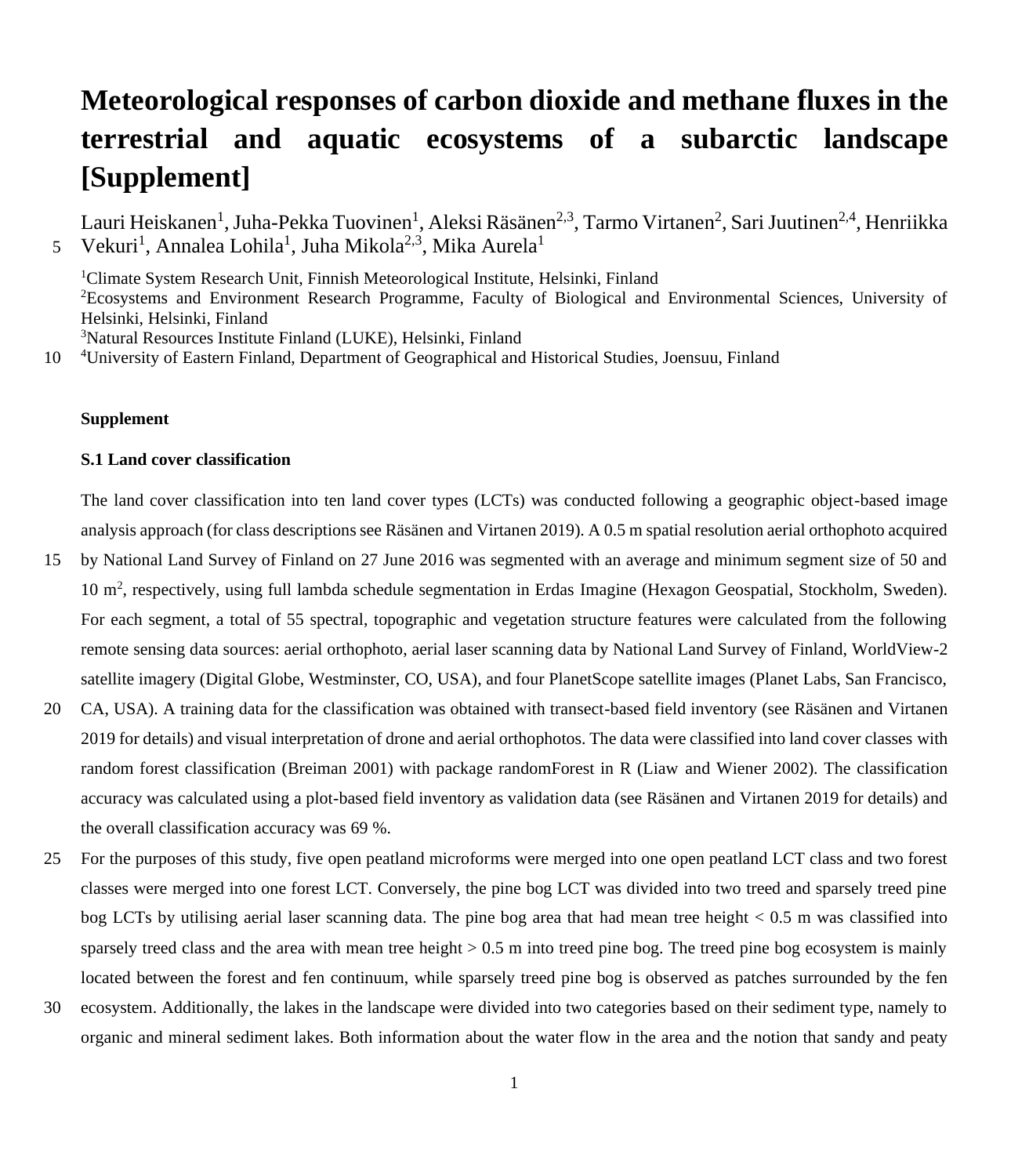# Meteorological responses of carbon dioxide and methane fluxes in the terrestrial and aquatic ecosystems of a subarctic landscape [Supplement]

Lauri Heiskanen[1], Juha-Pekka Tuovinen[1], Aleksi Räsänen[2,3], Tarmo Virtanen[2], Sari Juutinen[2,4], Henriikka Vekuri[1], Annalea Lohila[1], Juha Mikola[2,3], Mika Aurela[1]

[1]Climate System Research Unit, Finnish Meteorological Institute, Helsinki, Finland
[2]Ecosystems and Environment Research Programme, Faculty of Biological and Environmental Sciences, University of Helsinki, Helsinki, Finland
[3]Natural Resources Institute Finland (LUKE), Helsinki, Finland
[4]University of Eastern Finland, Department of Geographical and Historical Studies, Joensuu, Finland

**Supplement**

**S.1 Land cover classification**

The land cover classification into ten land cover types (LCTs) was conducted following a geographic object-based image analysis approach (for class descriptions see Räsänen and Virtanen 2019). A 0.5 m spatial resolution aerial orthophoto acquired by National Land Survey of Finland on 27 June 2016 was segmented with an average and minimum segment size of 50 and 10 m$^2$, respectively, using full lambda schedule segmentation in Erdas Imagine (Hexagon Geospatial, Stockholm, Sweden). For each segment, a total of 55 spectral, topographic and vegetation structure features were calculated from the following remote sensing data sources: aerial orthophoto, aerial laser scanning data by National Land Survey of Finland, WorldView-2 satellite imagery (Digital Globe, Westminster, CO, USA), and four PlanetScope satellite images (Planet Labs, San Francisco, CA, USA). A training data for the classification was obtained with transect-based field inventory (see Räsänen and Virtanen 2019 for details) and visual interpretation of drone and aerial orthophotos. The data were classified into land cover classes with random forest classification (Breiman 2001) with package randomForest in R (Liaw and Wiener 2002). The classification accuracy was calculated using a plot-based field inventory as validation data (see Räsänen and Virtanen 2019 for details) and the overall classification accuracy was 69 %.

For the purposes of this study, five open peatland microforms were merged into one open peatland LCT class and two forest classes were merged into one forest LCT. Conversely, the pine bog LCT was divided into two treed and sparsely treed pine bog LCTs by utilising aerial laser scanning data. The pine bog area that had mean tree height < 0.5 m was classified into sparsely treed class and the area with mean tree height > 0.5 m into treed pine bog. The treed pine bog ecosystem is mainly located between the forest and fen continuum, while sparsely treed pine bog is observed as patches surrounded by the fen ecosystem. Additionally, the lakes in the landscape were divided into two categories based on their sediment type, namely to organic and mineral sediment lakes. Both information about the water flow in the area and the notion that sandy and peaty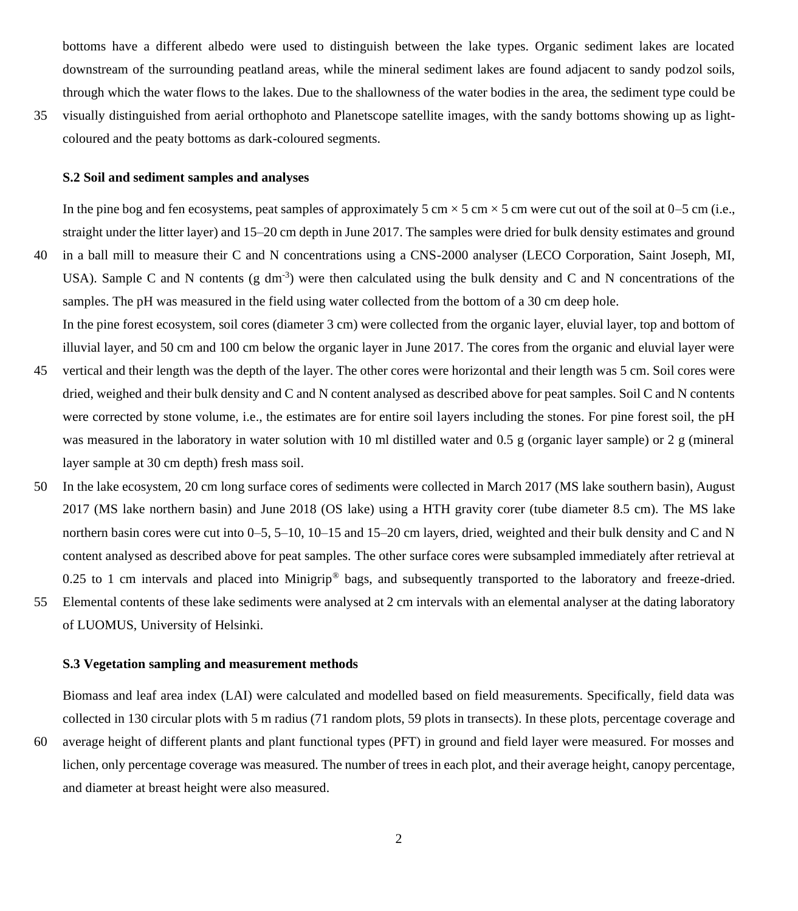bottoms have a different albedo were used to distinguish between the lake types. Organic sediment lakes are located downstream of the surrounding peatland areas, while the mineral sediment lakes are found adjacent to sandy podzol soils, through which the water flows to the lakes. Due to the shallowness of the water bodies in the area, the sediment type could be visually distinguished from aerial orthophoto and Planetscope satellite images, with the sandy bottoms showing up as light-coloured and the peaty bottoms as dark-coloured segments.

### S.2 Soil and sediment samples and analyses

In the pine bog and fen ecosystems, peat samples of approximately 5 cm × 5 cm × 5 cm were cut out of the soil at 0–5 cm (i.e., straight under the litter layer) and 15–20 cm depth in June 2017. The samples were dried for bulk density estimates and ground in a ball mill to measure their C and N concentrations using a CNS-2000 analyser (LECO Corporation, Saint Joseph, MI, USA). Sample C and N contents (g $dm^{-3}$) were then calculated using the bulk density and C and N concentrations of the samples. The pH was measured in the field using water collected from the bottom of a 30 cm deep hole.

In the pine forest ecosystem, soil cores (diameter 3 cm) were collected from the organic layer, eluvial layer, top and bottom of illuvial layer, and 50 cm and 100 cm below the organic layer in June 2017. The cores from the organic and eluvial layer were vertical and their length was the depth of the layer. The other cores were horizontal and their length was 5 cm. Soil cores were dried, weighed and their bulk density and C and N content analysed as described above for peat samples. Soil C and N contents were corrected by stone volume, i.e., the estimates are for entire soil layers including the stones. For pine forest soil, the pH was measured in the laboratory in water solution with 10 ml distilled water and 0.5 g (organic layer sample) or 2 g (mineral layer sample at 30 cm depth) fresh mass soil.

In the lake ecosystem, 20 cm long surface cores of sediments were collected in March 2017 (MS lake southern basin), August 2017 (MS lake northern basin) and June 2018 (OS lake) using a HTH gravity corer (tube diameter 8.5 cm). The MS lake northern basin cores were cut into 0–5, 5–10, 10–15 and 15–20 cm layers, dried, weighted and their bulk density and C and N content analysed as described above for peat samples. The other surface cores were subsampled immediately after retrieval at 0.25 to 1 cm intervals and placed into Minigrip® bags, and subsequently transported to the laboratory and freeze-dried. Elemental contents of these lake sediments were analysed at 2 cm intervals with an elemental analyser at the dating laboratory of LUOMUS, University of Helsinki.

### S.3 Vegetation sampling and measurement methods

Biomass and leaf area index (LAI) were calculated and modelled based on field measurements. Specifically, field data was collected in 130 circular plots with 5 m radius (71 random plots, 59 plots in transects). In these plots, percentage coverage and average height of different plants and plant functional types (PFT) in ground and field layer were measured. For mosses and lichen, only percentage coverage was measured. The number of trees in each plot, and their average height, canopy percentage, and diameter at breast height were also measured.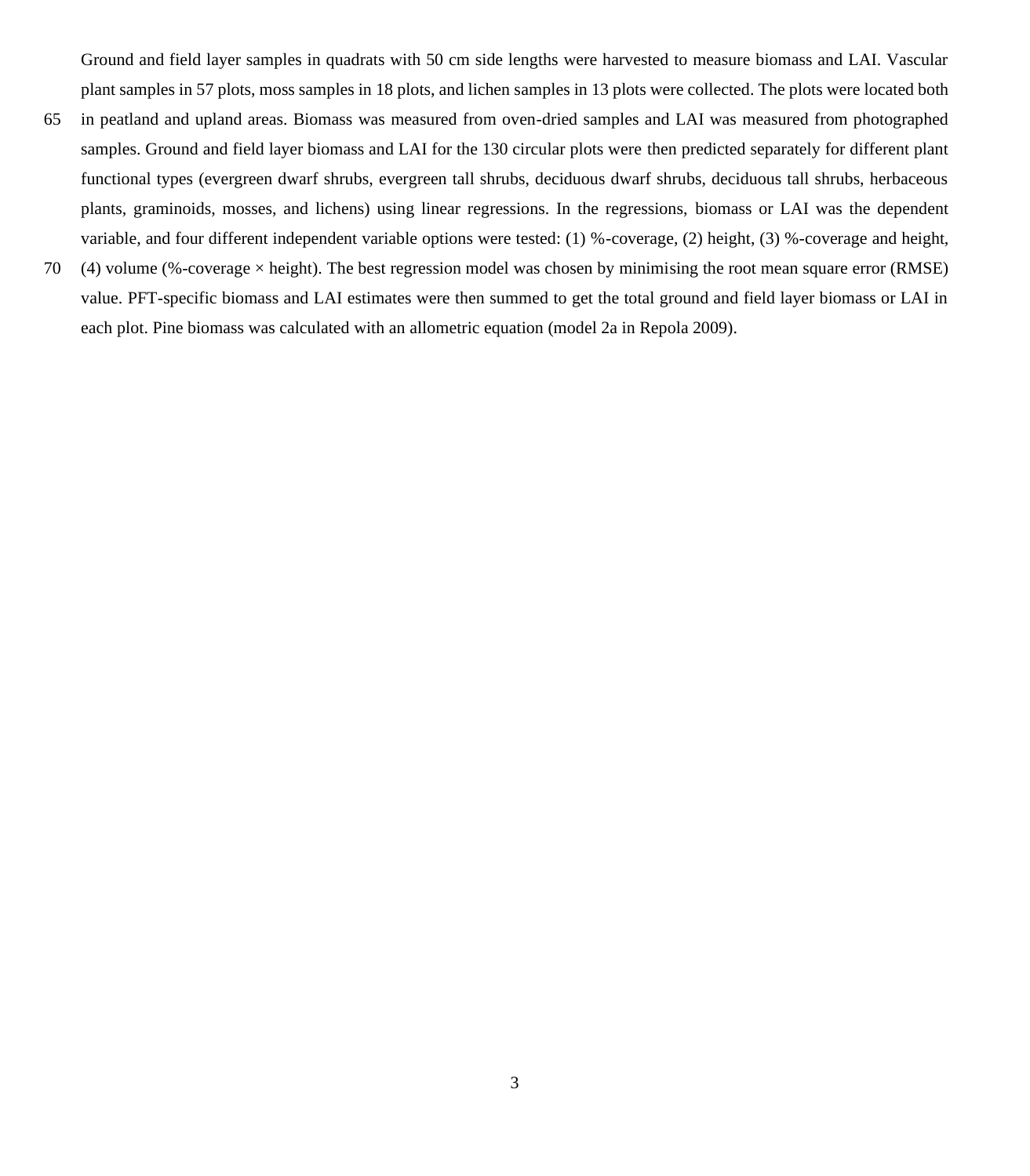Ground and field layer samples in quadrats with 50 cm side lengths were harvested to measure biomass and LAI. Vascular plant samples in 57 plots, moss samples in 18 plots, and lichen samples in 13 plots were collected. The plots were located both in peatland and upland areas. Biomass was measured from oven-dried samples and LAI was measured from photographed samples. Ground and field layer biomass and LAI for the 130 circular plots were then predicted separately for different plant functional types (evergreen dwarf shrubs, evergreen tall shrubs, deciduous dwarf shrubs, deciduous tall shrubs, herbaceous plants, graminoids, mosses, and lichens) using linear regressions. In the regressions, biomass or LAI was the dependent variable, and four different independent variable options were tested: (1) %-coverage, (2) height, (3) %-coverage and height, (4) volume (%-coverage × height). The best regression model was chosen by minimising the root mean square error (RMSE) value. PFT-specific biomass and LAI estimates were then summed to get the total ground and field layer biomass or LAI in each plot. Pine biomass was calculated with an allometric equation (model 2a in Repola 2009).